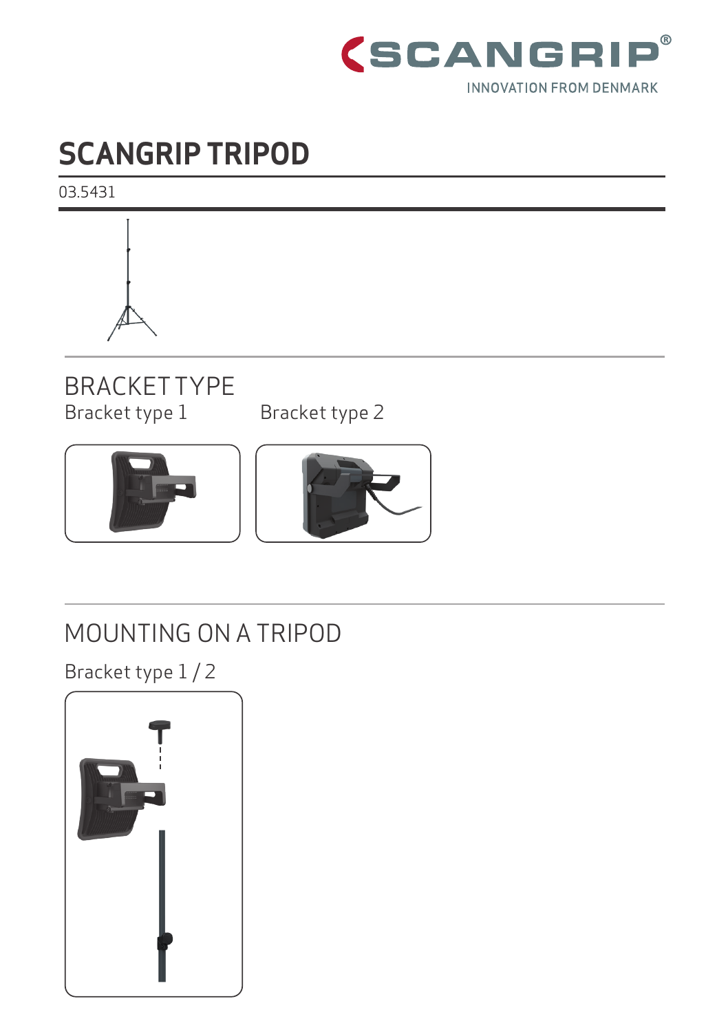SCANGRIP®

INNOVATION FROM DENMARK

# SCANGRIP TRIPOD

03.5431

## BRACKET TYPE

Bracket type 1

Bracket type 2

## MOUNTING ON A TRIPOD

Bracket type 1 / 2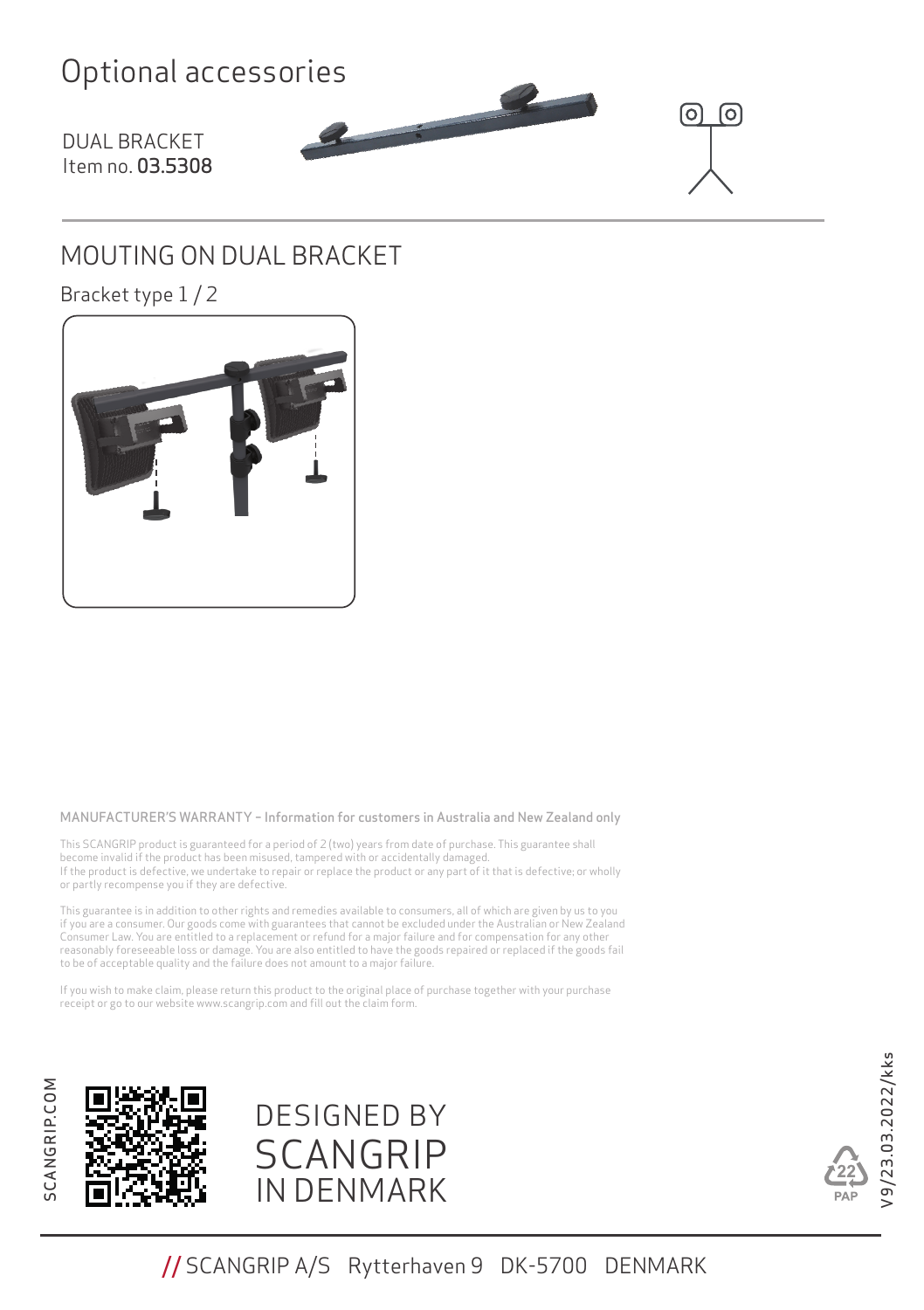# Optional accessories

DUAL BRACKET
Item no. **03.5308**

## MOUTING ON DUAL BRACKET

Bracket type 1 / 2

MANUFACTURER'S WARRANTY – Information for customers in Australia and New Zealand only

This SCANGRIP product is guaranteed for a period of 2 (two) years from date of purchase. This guarantee shall become invalid if the product has been misused, tampered with or accidentally damaged.
If the product is defective, we undertake to repair or replace the product or any part of it that is defective; or wholly or partly recompense you if they are defective.

This guarantee is in addition to other rights and remedies available to consumers, all of which are given by us to you if you are a consumer. Our goods come with guarantees that cannot be excluded under the Australian or New Zealand Consumer Law. You are entitled to a replacement or refund for a major failure and for compensation for any other reasonably foreseeable loss or damage. You are also entitled to have the goods repaired or replaced if the goods fail to be of acceptable quality and the failure does not amount to a major failure.

If you wish to make claim, please return this product to the original place of purchase together with your purchase receipt or go to our website www.scangrip.com and fill out the claim form.

SCANGRIP.COM

DESIGNED BY
SCANGRIP
IN DENMARK

22
PAP

V9/23.03.2022/kks

// SCANGRIP A/S Rytterhaven 9 DK-5700 DENMARK